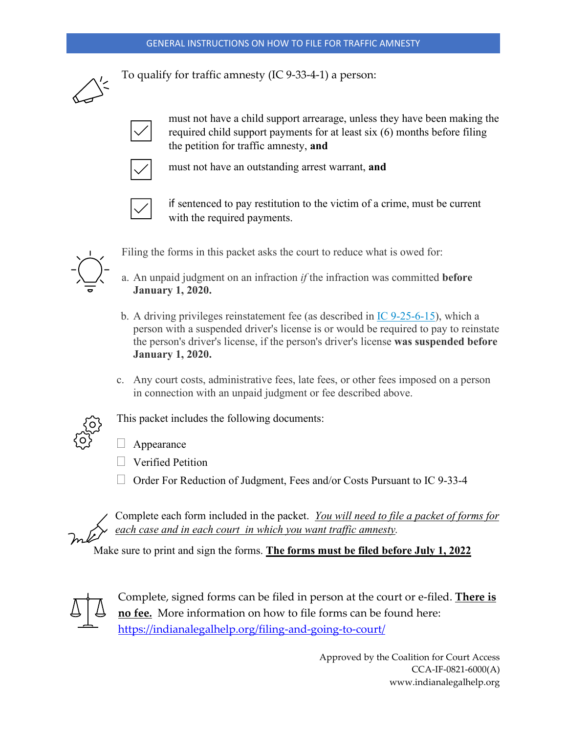# GENERAL INSTRUCTIONS ON HOW TO FILE FOR TRAFFIC AMNESTY

To qualify for traffic amnesty (IC 9-33-4-1) a person:

- ☑ must not have a child support arrearage, unless they have been making the required child support payments for at least six (6) months before filing the petition for traffic amnesty, **and**
- ☑ must not have an outstanding arrest warrant, **and**
- ☑ if sentenced to pay restitution to the victim of a crime, must be current with the required payments.

Filing the forms in this packet asks the court to reduce what is owed for:

a. An unpaid judgment on an infraction *if* the infraction was committed **before January 1, 2020.**

b. A driving privileges reinstatement fee (as described in [IC 9-25-6-15](IC 9-25-6-15)), which a person with a suspended driver's license is or would be required to pay to reinstate the person's driver's license, if the person's driver's license **was suspended before January 1, 2020.**

c. Any court costs, administrative fees, late fees, or other fees imposed on a person in connection with an unpaid judgment or fee described above.

This packet includes the following documents:

- ☐ Appearance
- ☐ Verified Petition
- ☐ Order For Reduction of Judgment, Fees and/or Costs Pursuant to IC 9-33-4

Complete each form included in the packet. *<u>You will need to file a packet of forms for each case and in each court in which you want traffic amnesty</u>.*

Make sure to print and sign the forms. **<u>The forms must be filed before July 1, 2022</u>**

Complete, signed forms can be filed in person at the court or e-filed. **<u>There is no fee.</u>** More information on how to file forms can be found here: [https://indianalegalhelp.org/filing-and-going-to-court/](https://indianalegalhelp.org/filing-and-going-to-court/)

Approved by the Coalition for Court Access
CCA-IF-0821-6000(A)
www.indianalegalhelp.org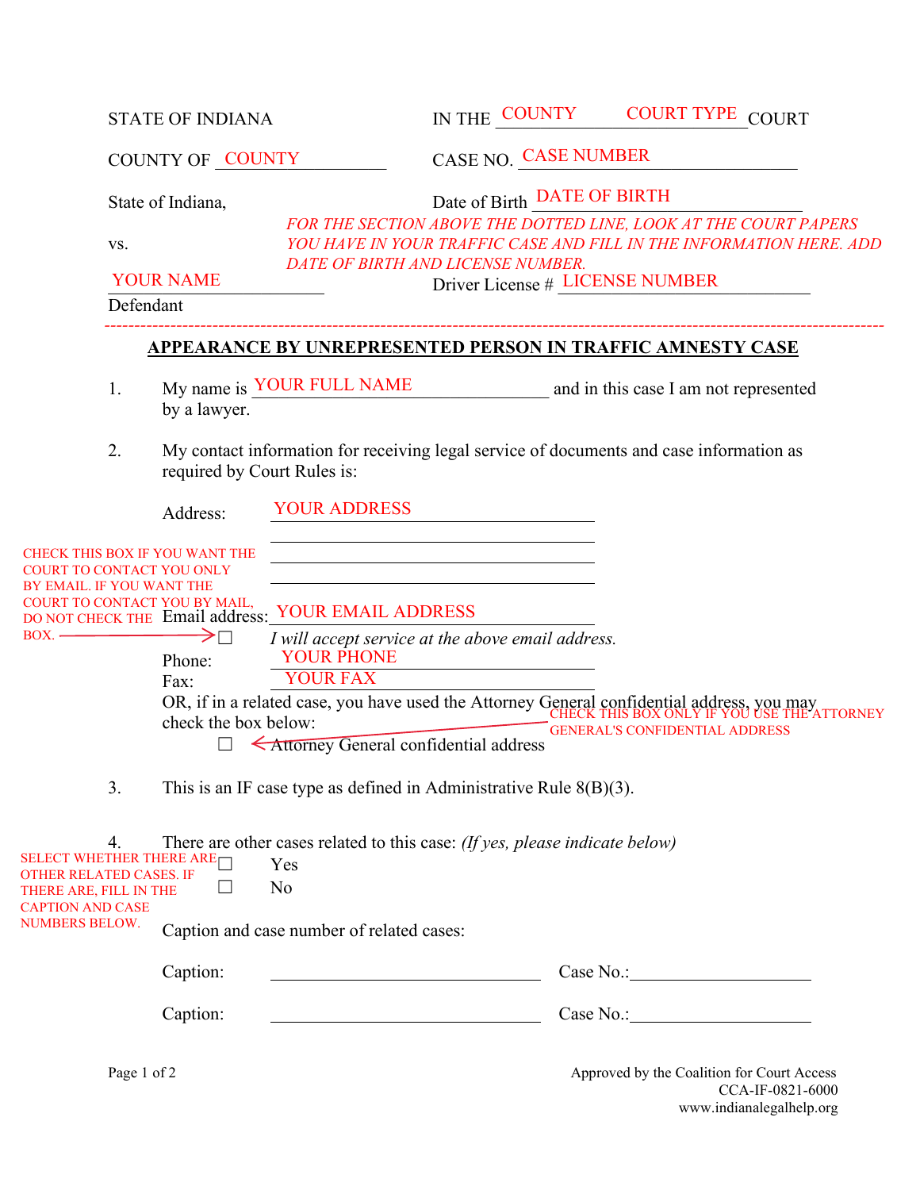STATE OF INDIANA

IN THE COUNTY COURT TYPE COURT

COUNTY OF COUNTY

CASE NO. CASE NUMBER

State of Indiana,

Date of Birth DATE OF BIRTH

*FOR THE SECTION ABOVE THE DOTTED LINE, LOOK AT THE COURT PAPERS YOU HAVE IN YOUR TRAFFIC CASE AND FILL IN THE INFORMATION HERE. ADD DATE OF BIRTH AND LICENSE NUMBER.*

vs.

YOUR NAME
Defendant

Driver License # LICENSE NUMBER

---

## APPEARANCE BY UNREPRESENTED PERSON IN TRAFFIC AMNESTY CASE

1. My name is YOUR FULL NAME and in this case I am not represented by a lawyer.

2. My contact information for receiving legal service of documents and case information as required by Court Rules is:

   Address: YOUR ADDRESS

   CHECK THIS BOX IF YOU WANT THE COURT TO CONTACT YOU ONLY BY EMAIL. IF YOU WANT THE COURT TO CONTACT YOU BY MAIL, DO NOT CHECK THE BOX.

   Email address: YOUR EMAIL ADDRESS

   ☐ *I will accept service at the above email address.*

   Phone: YOUR PHONE

   Fax: YOUR FAX

   OR, if in a related case, you have used the Attorney General confidential address, you may check the box below:

   CHECK THIS BOX ONLY IF YOU USE THE ATTORNEY GENERAL'S CONFIDENTIAL ADDRESS

   ☐ Attorney General confidential address

3. This is an IF case type as defined in Administrative Rule 8(B)(3).

4. There are other cases related to this case: *(If yes, please indicate below)*

   SELECT WHETHER THERE ARE OTHER RELATED CASES. IF THERE ARE, FILL IN THE CAPTION AND CASE NUMBERS BELOW.

   ☐ Yes

   ☐ No

   Caption and case number of related cases:

   Caption: ______________________ Case No.: ______________________

   Caption: ______________________ Case No.: ______________________

Approved by the Coalition for Court Access
CCA-IF-0821-6000
www.indianalegalhelp.org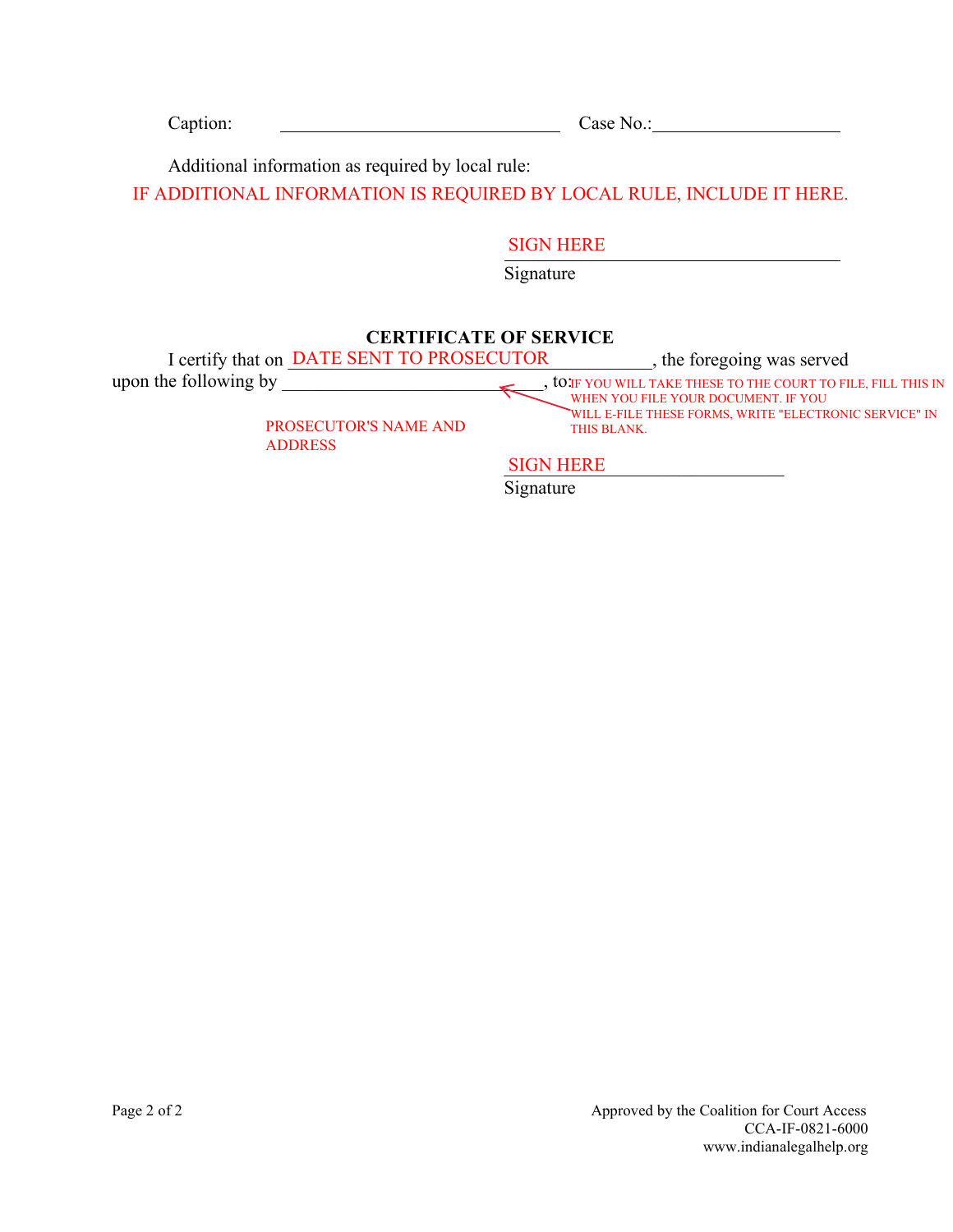Caption: ______________________________ Case No.:____________________

Additional information as required by local rule:

IF ADDITIONAL INFORMATION IS REQUIRED BY LOCAL RULE, INCLUDE IT HERE.

SIGN HERE ______________________________
Signature

**CERTIFICATE OF SERVICE**

I certify that on DATE SENT TO PROSECUTOR ____________, the foregoing was served upon the following by ________________________, to:

IF YOU WILL TAKE THESE TO THE COURT TO FILE, FILL THIS IN WHEN YOU FILE YOUR DOCUMENT. IF YOU WILL E-FILE THESE FORMS, WRITE "ELECTRONIC SERVICE" IN THIS BLANK.

PROSECUTOR'S NAME AND ADDRESS

SIGN HERE ______________________
Signature

Approved by the Coalition for Court Access
CCA-IF-0821-6000
www.indianalegalhelp.org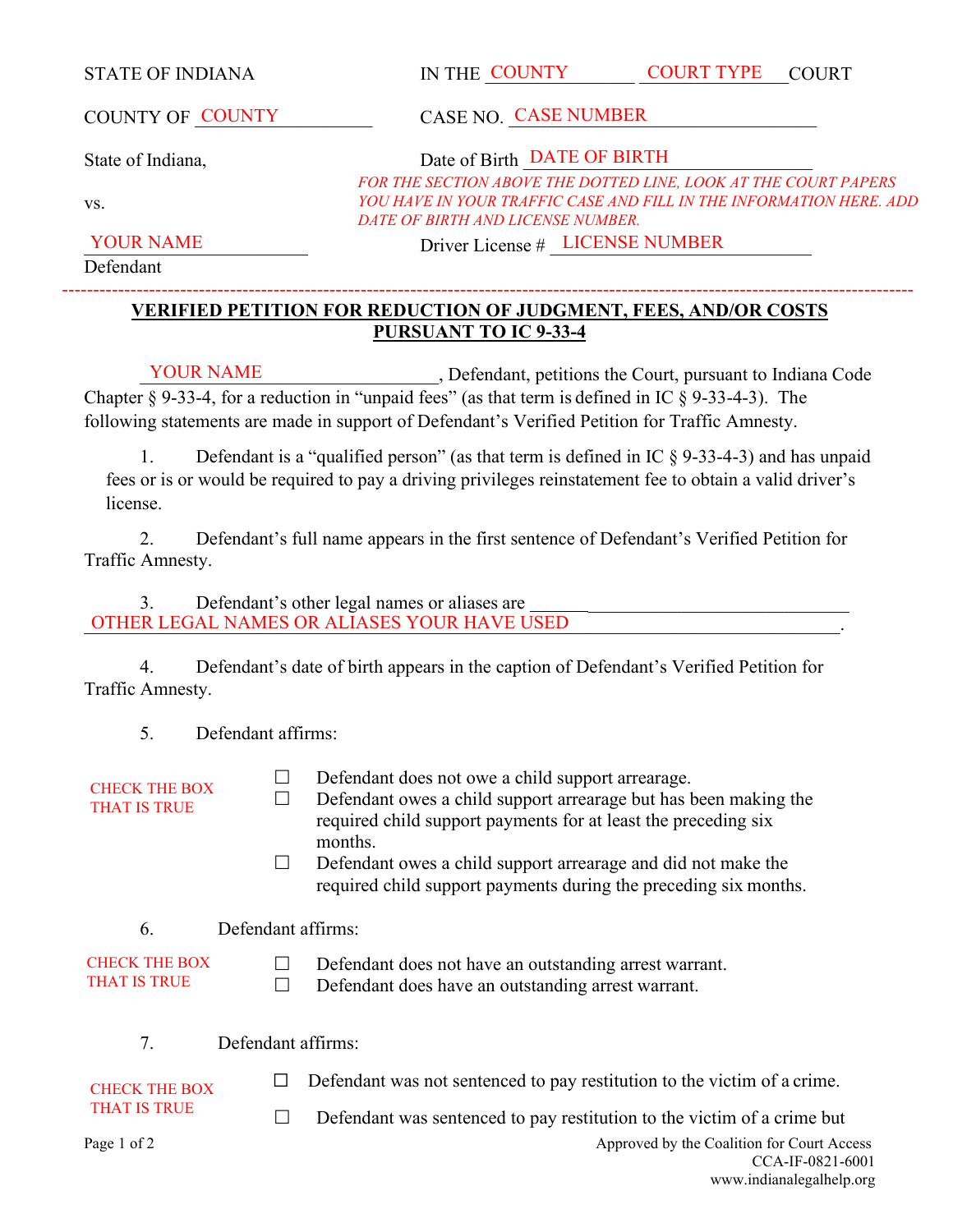STATE OF INDIANA | IN THE COUNTY COURT TYPE COURT

COUNTY OF COUNTY | CASE NO. CASE NUMBER

State of Indiana, | Date of Birth DATE OF BIRTH

*FOR THE SECTION ABOVE THE DOTTED LINE, LOOK AT THE COURT PAPERS YOU HAVE IN YOUR TRAFFIC CASE AND FILL IN THE INFORMATION HERE. ADD DATE OF BIRTH AND LICENSE NUMBER.*

vs.

YOUR NAME | Driver License # LICENSE NUMBER

Defendant

---

**VERIFIED PETITION FOR REDUCTION OF JUDGMENT, FEES, AND/OR COSTS PURSUANT TO IC 9-33-4**

YOUR NAME, Defendant, petitions the Court, pursuant to Indiana Code Chapter § 9-33-4, for a reduction in "unpaid fees" (as that term is defined in IC § 9-33-4-3). The following statements are made in support of Defendant's Verified Petition for Traffic Amnesty.

1. Defendant is a "qualified person" (as that term is defined in IC § 9-33-4-3) and has unpaid fees or is or would be required to pay a driving privileges reinstatement fee to obtain a valid driver's license.

2. Defendant's full name appears in the first sentence of Defendant's Verified Petition for Traffic Amnesty.

3. Defendant's other legal names or aliases are OTHER LEGAL NAMES OR ALIASES YOUR HAVE USED.

4. Defendant's date of birth appears in the caption of Defendant's Verified Petition for Traffic Amnesty.

5. Defendant affirms:

CHECK THE BOX THAT IS TRUE

- ☐ Defendant does not owe a child support arrearage.
- ☐ Defendant owes a child support arrearage but has been making the required child support payments for at least the preceding six months.
- ☐ Defendant owes a child support arrearage and did not make the required child support payments during the preceding six months.

6. Defendant affirms:

CHECK THE BOX THAT IS TRUE

- ☐ Defendant does not have an outstanding arrest warrant.
- ☐ Defendant does have an outstanding arrest warrant.

7. Defendant affirms:

CHECK THE BOX THAT IS TRUE

- ☐ Defendant was not sentenced to pay restitution to the victim of a crime.
- ☐ Defendant was sentenced to pay restitution to the victim of a crime but

Approved by the Coalition for Court Access
CCA-IF-0821-6001
www.indianalegalhelp.org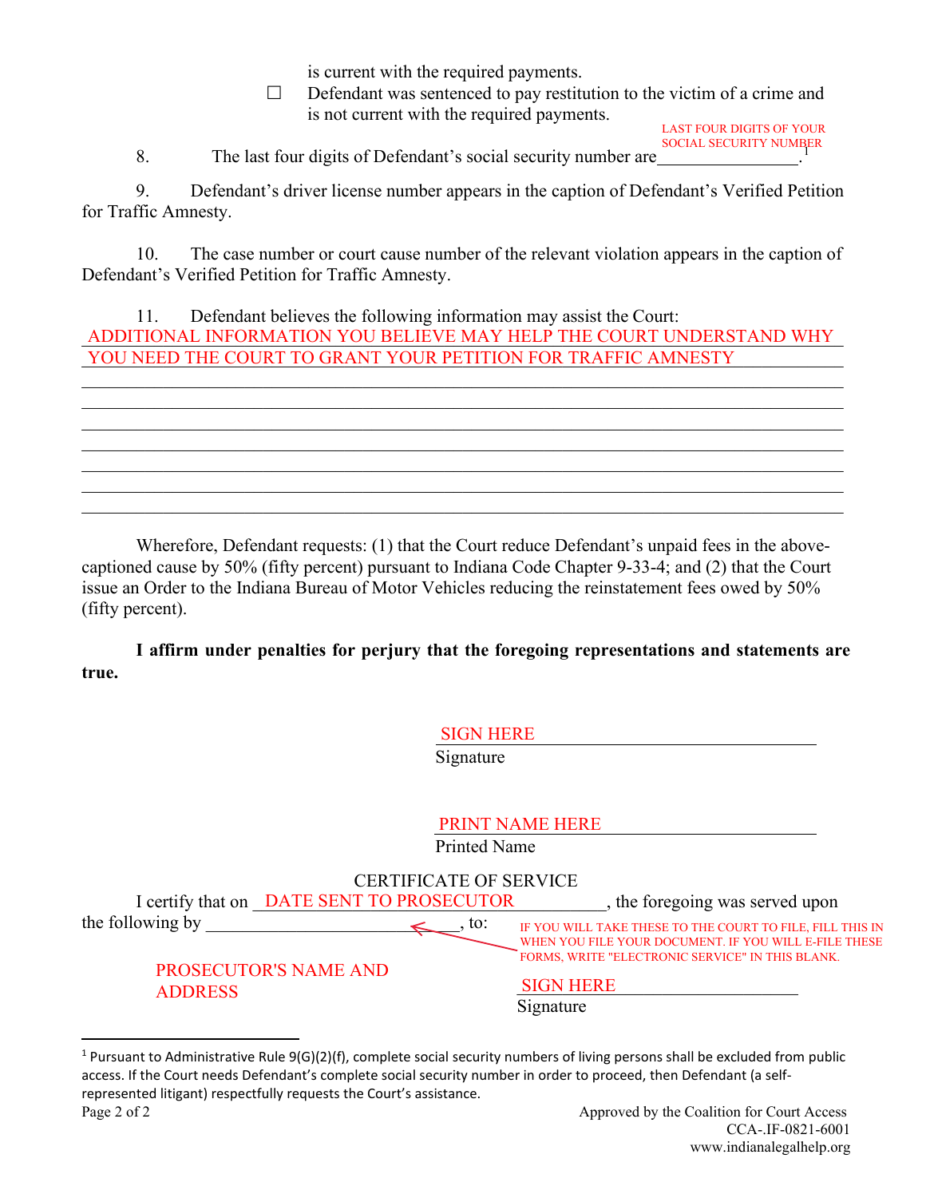is current with the required payments.

☐ Defendant was sentenced to pay restitution to the victim of a crime and is not current with the required payments.

8. The last four digits of Defendant's social security number are LAST FOUR DIGITS OF YOUR SOCIAL SECURITY NUMBER ________________.[1]

9. Defendant's driver license number appears in the caption of Defendant's Verified Petition for Traffic Amnesty.

10. The case number or court cause number of the relevant violation appears in the caption of Defendant's Verified Petition for Traffic Amnesty.

11. Defendant believes the following information may assist the Court:
ADDITIONAL INFORMATION YOU BELIEVE MAY HELP THE COURT UNDERSTAND WHY YOU NEED THE COURT TO GRANT YOUR PETITION FOR TRAFFIC AMNESTY
_______________________________________________________________________________
_______________________________________________________________________________
_______________________________________________________________________________
_______________________________________________________________________________
_______________________________________________________________________________
_______________________________________________________________________________
_______________________________________________________________________________

Wherefore, Defendant requests: (1) that the Court reduce Defendant's unpaid fees in the above-captioned cause by 50% (fifty percent) pursuant to Indiana Code Chapter 9-33-4; and (2) that the Court issue an Order to the Indiana Bureau of Motor Vehicles reducing the reinstatement fees owed by 50% (fifty percent).

**I affirm under penalties for perjury that the foregoing representations and statements are true.**

SIGN HERE ______________________________
Signature

PRINT NAME HERE ______________________________
Printed Name

CERTIFICATE OF SERVICE

I certify that on DATE SENT TO PROSECUTOR ______________, the foregoing was served upon the following by ________________________, to:

IF YOU WILL TAKE THESE TO THE COURT TO FILE, FILL THIS IN WHEN YOU FILE YOUR DOCUMENT. IF YOU WILL E-FILE THESE FORMS, WRITE "ELECTRONIC SERVICE" IN THIS BLANK.

PROSECUTOR'S NAME AND ADDRESS

SIGN HERE ______________________________
Signature

[1] Pursuant to Administrative Rule 9(G)(2)(f), complete social security numbers of living persons shall be excluded from public access. If the Court needs Defendant's complete social security number in order to proceed, then Defendant (a self-represented litigant) respectfully requests the Court's assistance.

Approved by the Coalition for Court Access
CCA-.IF-0821-6001
www.indianalegalhelp.org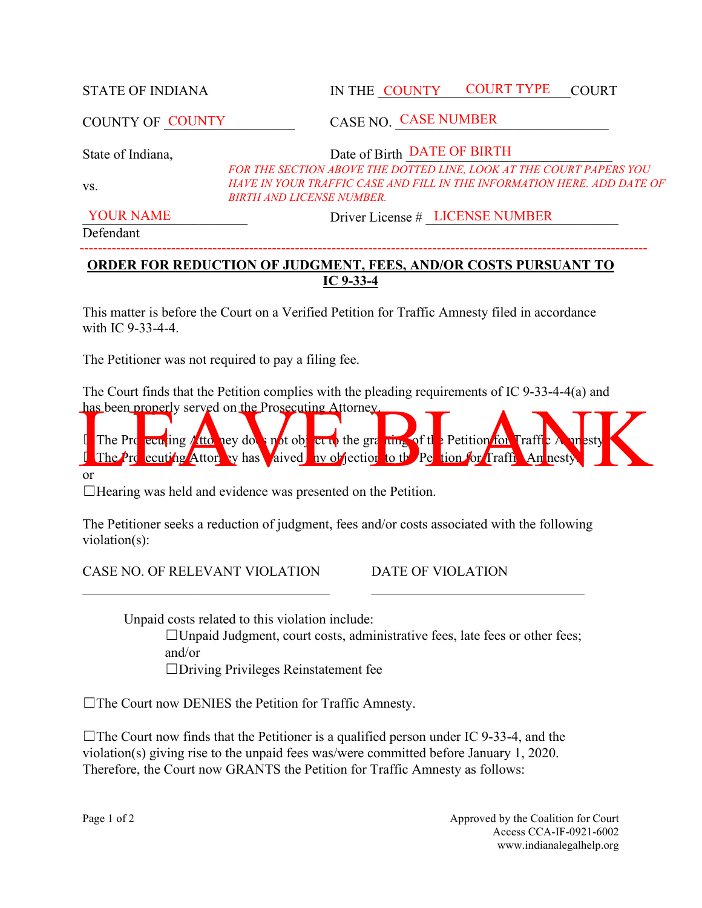STATE OF INDIANA | IN THE COUNTY COURT TYPE COURT

COUNTY OF COUNTY | CASE NO. CASE NUMBER

State of Indiana, | Date of Birth DATE OF BIRTH

*FOR THE SECTION ABOVE THE DOTTED LINE, LOOK AT THE COURT PAPERS YOU HAVE IN YOUR TRAFFIC CASE AND FILL IN THE INFORMATION HERE. ADD DATE OF BIRTH AND LICENSE NUMBER.*

vs.

YOUR NAME | Driver License # LICENSE NUMBER

Defendant

---

**ORDER FOR REDUCTION OF JUDGMENT, FEES, AND/OR COSTS PURSUANT TO IC 9-33-4**

This matter is before the Court on a Verified Petition for Traffic Amnesty filed in accordance with IC 9-33-4-4.

The Petitioner was not required to pay a filing fee.

The Court finds that the Petition complies with the pleading requirements of IC 9-33-4-4(a) and has been properly served on the Prosecuting Attorney.

LEAVE BLANK

☐The Prosecuting Attorney does not object to the granting of the Petition for Traffic Amnesty.
☐The Prosecuting Attorney has waived any objection to the Petition for Traffic Amnesty.
or
☐Hearing was held and evidence was presented on the Petition.

The Petitioner seeks a reduction of judgment, fees and/or costs associated with the following violation(s):

CASE NO. OF RELEVANT VIOLATION ______________________ DATE OF VIOLATION ______________________

Unpaid costs related to this violation include:
☐Unpaid Judgment, court costs, administrative fees, late fees or other fees; and/or
☐Driving Privileges Reinstatement fee

☐The Court now DENIES the Petition for Traffic Amnesty.

☐The Court now finds that the Petitioner is a qualified person under IC 9-33-4, and the violation(s) giving rise to the unpaid fees was/were committed before January 1, 2020. Therefore, the Court now GRANTS the Petition for Traffic Amnesty as follows:

Approved by the Coalition for Court Access CCA-IF-0921-6002
www.indianalegalhelp.org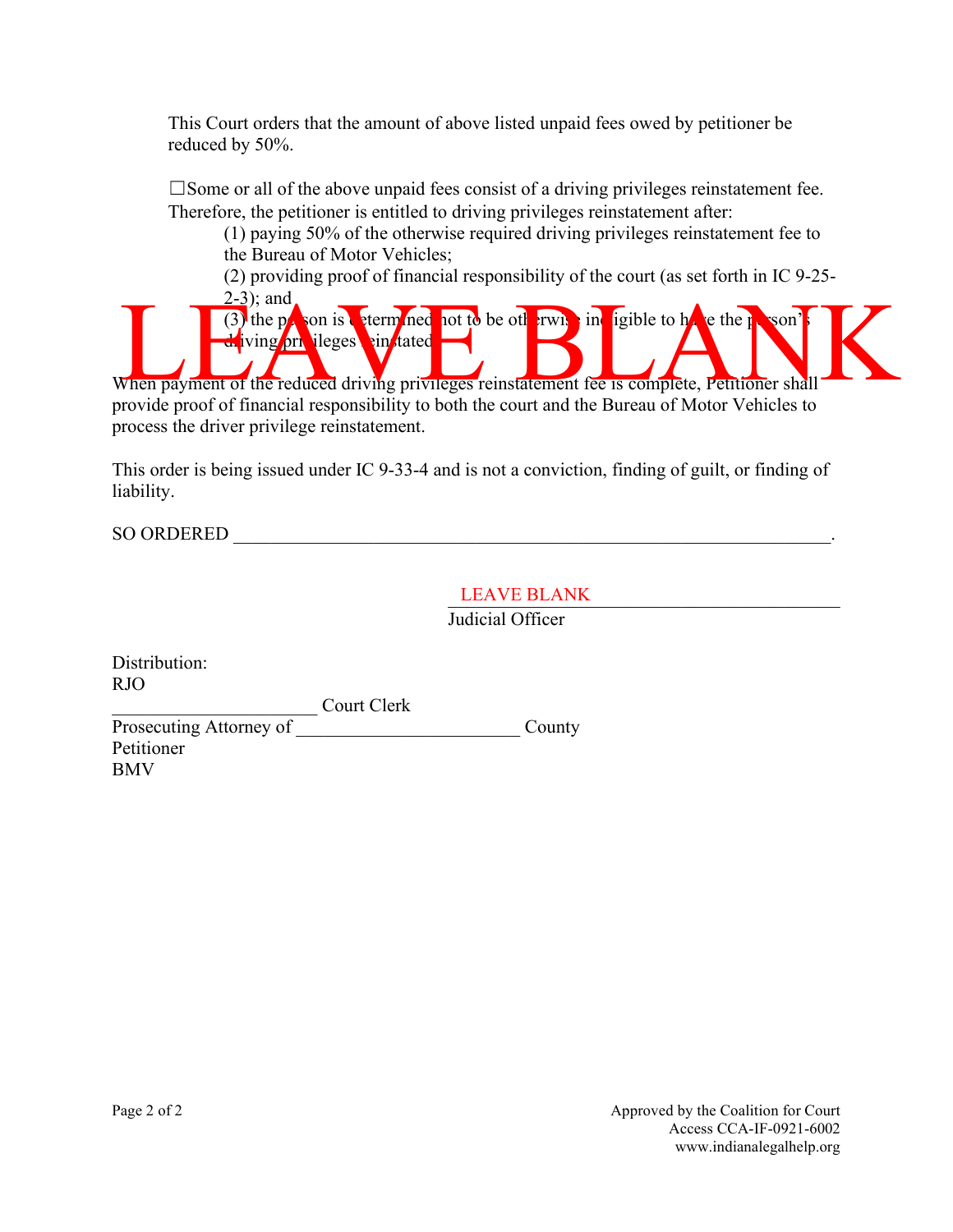This Court orders that the amount of above listed unpaid fees owed by petitioner be reduced by 50%.

☐Some or all of the above unpaid fees consist of a driving privileges reinstatement fee. Therefore, the petitioner is entitled to driving privileges reinstatement after:

(1) paying 50% of the otherwise required driving privileges reinstatement fee to the Bureau of Motor Vehicles;

(2) providing proof of financial responsibility of the court (as set forth in IC 9-25-2-3); and

(3) the person is determined not to be otherwise ineligible to have the person's driving privileges reinstated.

LEAVE BLANK

When payment of the reduced driving privileges reinstatement fee is complete, Petitioner shall provide proof of financial responsibility to both the court and the Bureau of Motor Vehicles to process the driver privilege reinstatement.

This order is being issued under IC 9-33-4 and is not a conviction, finding of guilt, or finding of liability.

SO ORDERED ____________________________________________________________.

LEAVE BLANK ______________________________
Judicial Officer

Distribution:
RJO
_____________________ Court Clerk
Prosecuting Attorney of _______________________ County
Petitioner
BMV

Approved by the Coalition for Court Access CCA-IF-0921-6002
www.indianalegalhelp.org